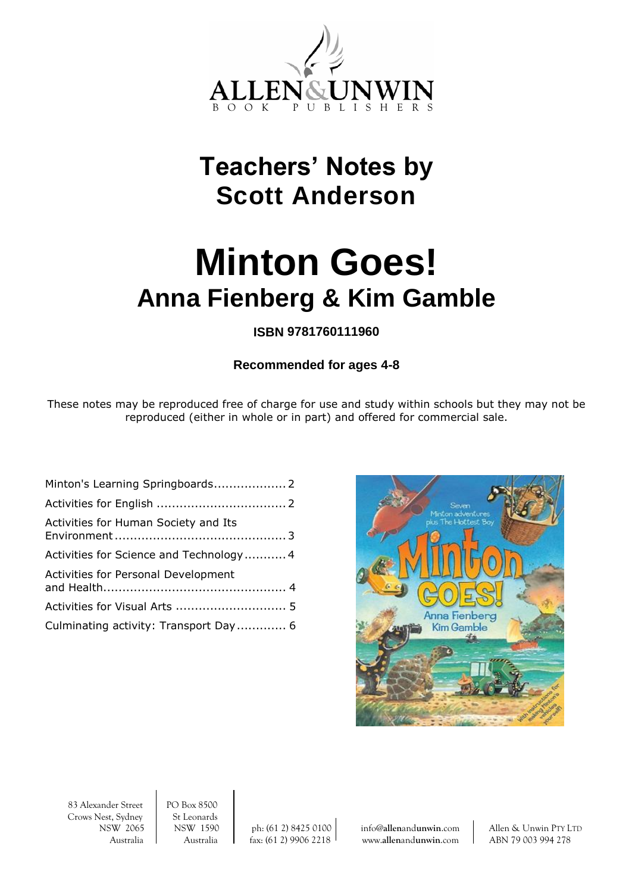# Teachers' Notes by Scott Anderson

# Minton Goes!

## Anna Fienberg & Kim Gamble

**ISBN 9781760111960**

**Recommended for ages 4-8**

These notes may be reproduced free of charge for use and study within schools but they may not be reproduced (either in whole or in part) and offered for commercial sale.

| | |
|---|---|
| Minton's Learning Springboards | 2 |
| Activities for English | 2 |
| Activities for Human Society and Its Environment | 3 |
| Activities for Science and Technology | 4 |
| Activities for Personal Development and Health | 4 |
| Activities for Visual Arts | 5 |
| Culminating activity: Transport Day | 6 |

83 Alexander Street
Crows Nest, Sydney
NSW 2065
Australia

PO Box 8500
St Leonards
NSW 1590
Australia

ph: (61 2) 8425 0100
fax: (61 2) 9906 2218

info@allenandunwin.com
www.allenandunwin.com

Allen & Unwin PTY LTD
ABN 79 003 994 278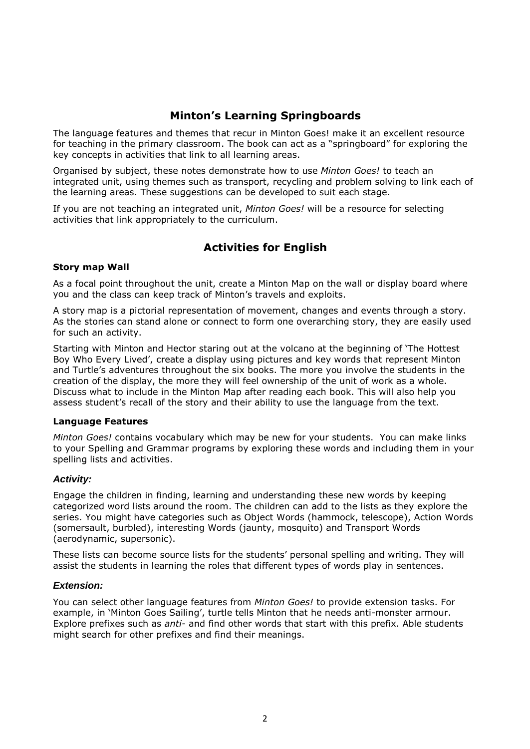## Minton's Learning Springboards

The language features and themes that recur in Minton Goes! make it an excellent resource for teaching in the primary classroom. The book can act as a "springboard" for exploring the key concepts in activities that link to all learning areas.

Organised by subject, these notes demonstrate how to use *Minton Goes!* to teach an integrated unit, using themes such as transport, recycling and problem solving to link each of the learning areas. These suggestions can be developed to suit each stage.

If you are not teaching an integrated unit, *Minton Goes!* will be a resource for selecting activities that link appropriately to the curriculum.

## Activities for English

**Story map Wall**

As a focal point throughout the unit, create a Minton Map on the wall or display board where you and the class can keep track of Minton's travels and exploits.

A story map is a pictorial representation of movement, changes and events through a story. As the stories can stand alone or connect to form one overarching story, they are easily used for such an activity.

Starting with Minton and Hector staring out at the volcano at the beginning of 'The Hottest Boy Who Every Lived', create a display using pictures and key words that represent Minton and Turtle's adventures throughout the six books. The more you involve the students in the creation of the display, the more they will feel ownership of the unit of work as a whole. Discuss what to include in the Minton Map after reading each book. This will also help you assess student's recall of the story and their ability to use the language from the text.

**Language Features**

*Minton Goes!* contains vocabulary which may be new for your students. You can make links to your Spelling and Grammar programs by exploring these words and including them in your spelling lists and activities.

### *Activity:*

Engage the children in finding, learning and understanding these new words by keeping categorized word lists around the room. The children can add to the lists as they explore the series. You might have categories such as Object Words (hammock, telescope), Action Words (somersault, burbled), interesting Words (jaunty, mosquito) and Transport Words (aerodynamic, supersonic).

These lists can become source lists for the students' personal spelling and writing. They will assist the students in learning the roles that different types of words play in sentences.

### *Extension:*

You can select other language features from *Minton Goes!* to provide extension tasks. For example, in 'Minton Goes Sailing', turtle tells Minton that he needs anti-monster armour. Explore prefixes such as *anti-* and find other words that start with this prefix. Able students might search for other prefixes and find their meanings.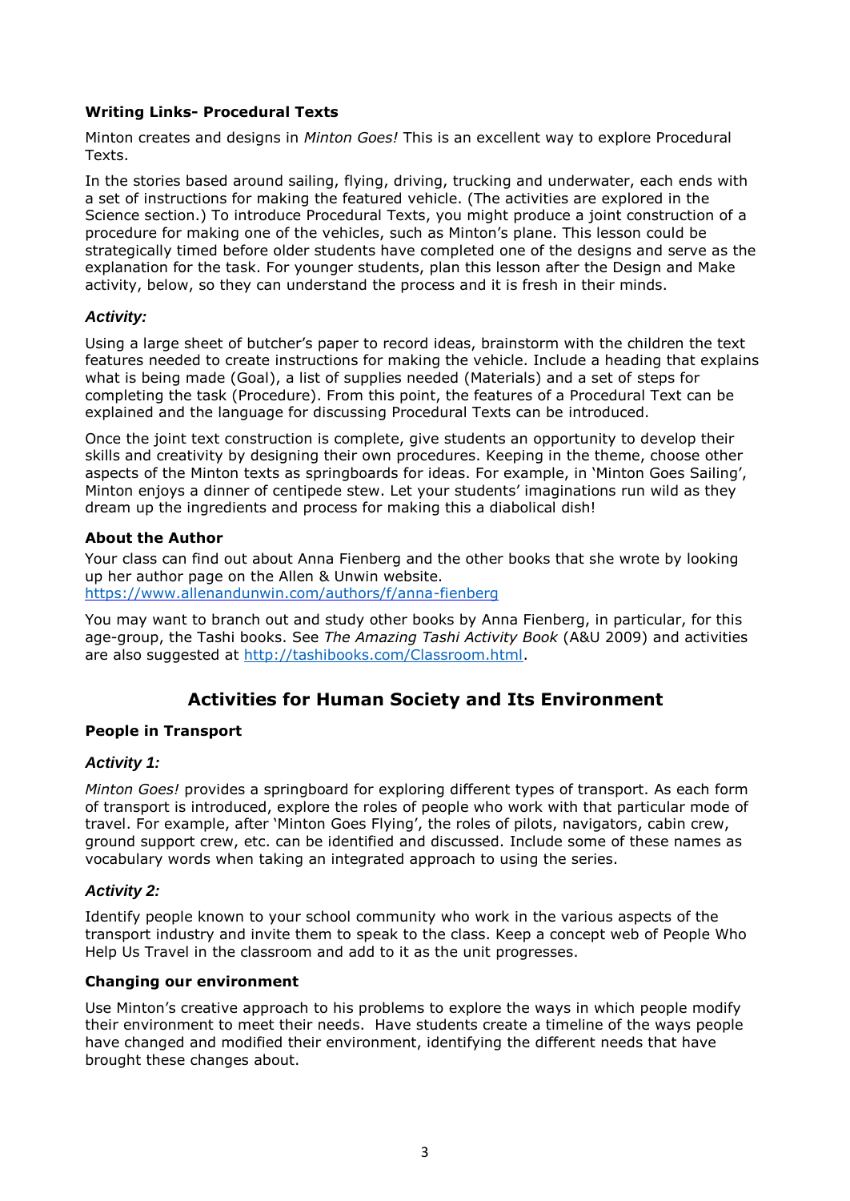**Writing Links- Procedural Texts**

Minton creates and designs in *Minton Goes!* This is an excellent way to explore Procedural Texts.

In the stories based around sailing, flying, driving, trucking and underwater, each ends with a set of instructions for making the featured vehicle. (The activities are explored in the Science section.) To introduce Procedural Texts, you might produce a joint construction of a procedure for making one of the vehicles, such as Minton's plane. This lesson could be strategically timed before older students have completed one of the designs and serve as the explanation for the task. For younger students, plan this lesson after the Design and Make activity, below, so they can understand the process and it is fresh in their minds.

***Activity:***

Using a large sheet of butcher's paper to record ideas, brainstorm with the children the text features needed to create instructions for making the vehicle. Include a heading that explains what is being made (Goal), a list of supplies needed (Materials) and a set of steps for completing the task (Procedure). From this point, the features of a Procedural Text can be explained and the language for discussing Procedural Texts can be introduced.

Once the joint text construction is complete, give students an opportunity to develop their skills and creativity by designing their own procedures. Keeping in the theme, choose other aspects of the Minton texts as springboards for ideas. For example, in 'Minton Goes Sailing', Minton enjoys a dinner of centipede stew. Let your students' imaginations run wild as they dream up the ingredients and process for making this a diabolical dish!

**About the Author**

Your class can find out about Anna Fienberg and the other books that she wrote by looking up her author page on the Allen & Unwin website.
https://www.allenandunwin.com/authors/f/anna-fienberg

You may want to branch out and study other books by Anna Fienberg, in particular, for this age-group, the Tashi books. See *The Amazing Tashi Activity Book* (A&U 2009) and activities are also suggested at http://tashibooks.com/Classroom.html.

## Activities for Human Society and Its Environment

**People in Transport**

***Activity 1:***

*Minton Goes!* provides a springboard for exploring different types of transport. As each form of transport is introduced, explore the roles of people who work with that particular mode of travel. For example, after 'Minton Goes Flying', the roles of pilots, navigators, cabin crew, ground support crew, etc. can be identified and discussed. Include some of these names as vocabulary words when taking an integrated approach to using the series.

***Activity 2:***

Identify people known to your school community who work in the various aspects of the transport industry and invite them to speak to the class. Keep a concept web of People Who Help Us Travel in the classroom and add to it as the unit progresses.

**Changing our environment**

Use Minton's creative approach to his problems to explore the ways in which people modify their environment to meet their needs. Have students create a timeline of the ways people have changed and modified their environment, identifying the different needs that have brought these changes about.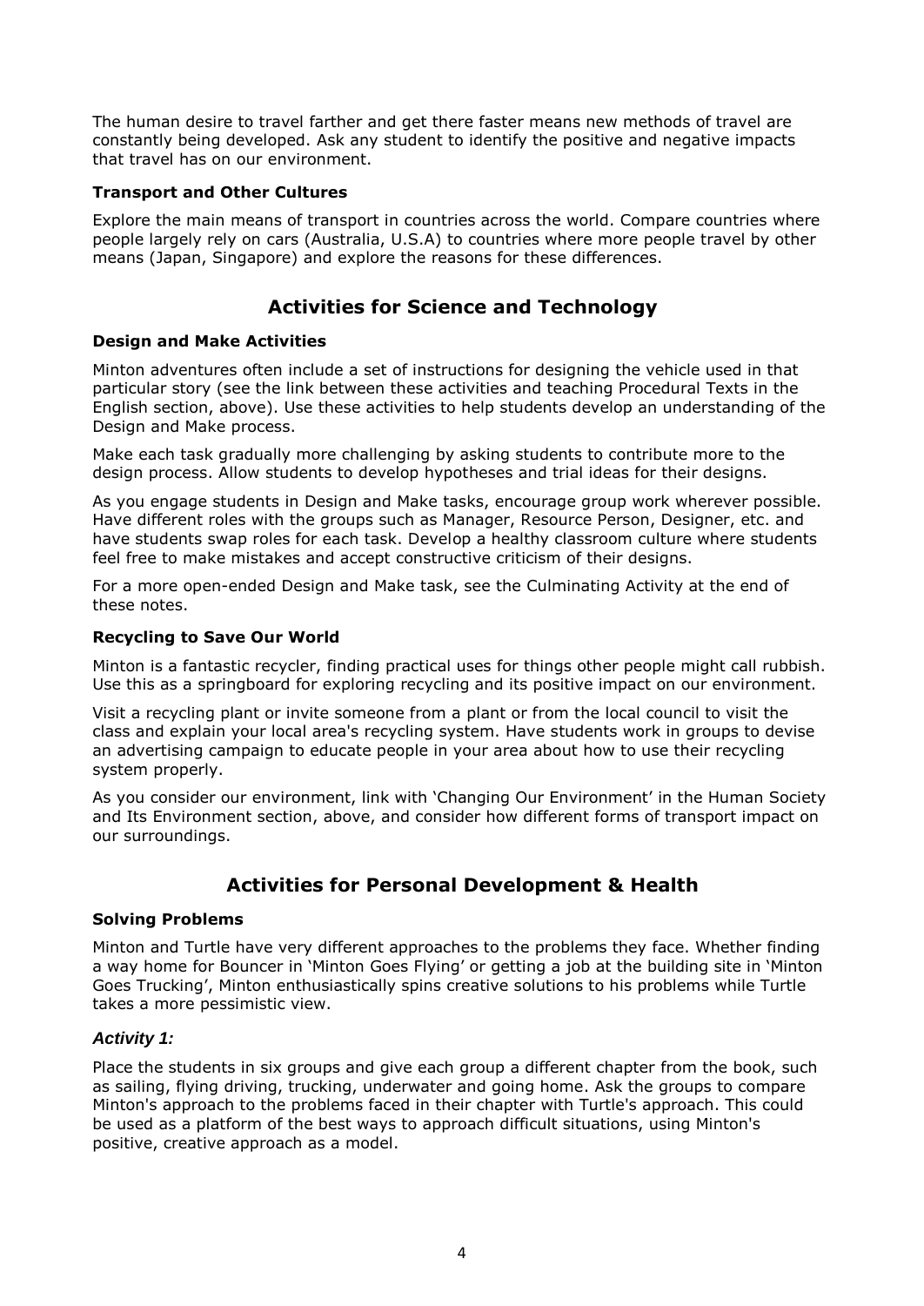The human desire to travel farther and get there faster means new methods of travel are constantly being developed. Ask any student to identify the positive and negative impacts that travel has on our environment.

### Transport and Other Cultures

Explore the main means of transport in countries across the world. Compare countries where people largely rely on cars (Australia, U.S.A) to countries where more people travel by other means (Japan, Singapore) and explore the reasons for these differences.

## Activities for Science and Technology

### Design and Make Activities

Minton adventures often include a set of instructions for designing the vehicle used in that particular story (see the link between these activities and teaching Procedural Texts in the English section, above). Use these activities to help students develop an understanding of the Design and Make process.

Make each task gradually more challenging by asking students to contribute more to the design process. Allow students to develop hypotheses and trial ideas for their designs.

As you engage students in Design and Make tasks, encourage group work wherever possible. Have different roles with the groups such as Manager, Resource Person, Designer, etc. and have students swap roles for each task. Develop a healthy classroom culture where students feel free to make mistakes and accept constructive criticism of their designs.

For a more open-ended Design and Make task, see the Culminating Activity at the end of these notes.

### Recycling to Save Our World

Minton is a fantastic recycler, finding practical uses for things other people might call rubbish. Use this as a springboard for exploring recycling and its positive impact on our environment.

Visit a recycling plant or invite someone from a plant or from the local council to visit the class and explain your local area's recycling system. Have students work in groups to devise an advertising campaign to educate people in your area about how to use their recycling system properly.

As you consider our environment, link with 'Changing Our Environment' in the Human Society and Its Environment section, above, and consider how different forms of transport impact on our surroundings.

## Activities for Personal Development & Health

### Solving Problems

Minton and Turtle have very different approaches to the problems they face. Whether finding a way home for Bouncer in 'Minton Goes Flying' or getting a job at the building site in 'Minton Goes Trucking', Minton enthusiastically spins creative solutions to his problems while Turtle takes a more pessimistic view.

#### *Activity 1:*

Place the students in six groups and give each group a different chapter from the book, such as sailing, flying driving, trucking, underwater and going home. Ask the groups to compare Minton's approach to the problems faced in their chapter with Turtle's approach. This could be used as a platform of the best ways to approach difficult situations, using Minton's positive, creative approach as a model.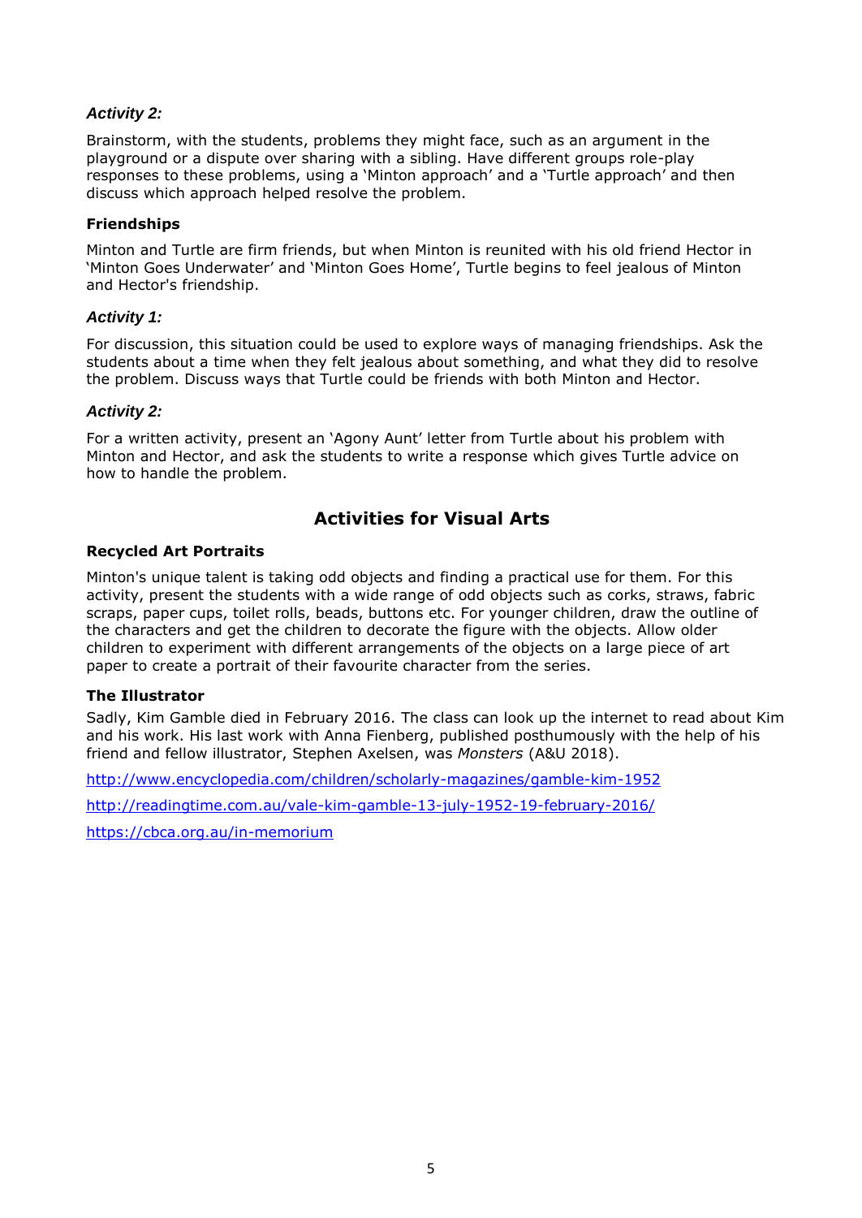### *Activity 2:*

Brainstorm, with the students, problems they might face, such as an argument in the playground or a dispute over sharing with a sibling. Have different groups role-play responses to these problems, using a 'Minton approach' and a 'Turtle approach' and then discuss which approach helped resolve the problem.

### Friendships

Minton and Turtle are firm friends, but when Minton is reunited with his old friend Hector in 'Minton Goes Underwater' and 'Minton Goes Home', Turtle begins to feel jealous of Minton and Hector's friendship.

### *Activity 1:*

For discussion, this situation could be used to explore ways of managing friendships. Ask the students about a time when they felt jealous about something, and what they did to resolve the problem. Discuss ways that Turtle could be friends with both Minton and Hector.

### *Activity 2:*

For a written activity, present an 'Agony Aunt' letter from Turtle about his problem with Minton and Hector, and ask the students to write a response which gives Turtle advice on how to handle the problem.

## Activities for Visual Arts

### Recycled Art Portraits

Minton's unique talent is taking odd objects and finding a practical use for them. For this activity, present the students with a wide range of odd objects such as corks, straws, fabric scraps, paper cups, toilet rolls, beads, buttons etc. For younger children, draw the outline of the characters and get the children to decorate the figure with the objects. Allow older children to experiment with different arrangements of the objects on a large piece of art paper to create a portrait of their favourite character from the series.

### The Illustrator

Sadly, Kim Gamble died in February 2016. The class can look up the internet to read about Kim and his work. His last work with Anna Fienberg, published posthumously with the help of his friend and fellow illustrator, Stephen Axelsen, was *Monsters* (A&U 2018).

http://www.encyclopedia.com/children/scholarly-magazines/gamble-kim-1952

http://readingtime.com.au/vale-kim-gamble-13-july-1952-19-february-2016/

https://cbca.org.au/in-memorium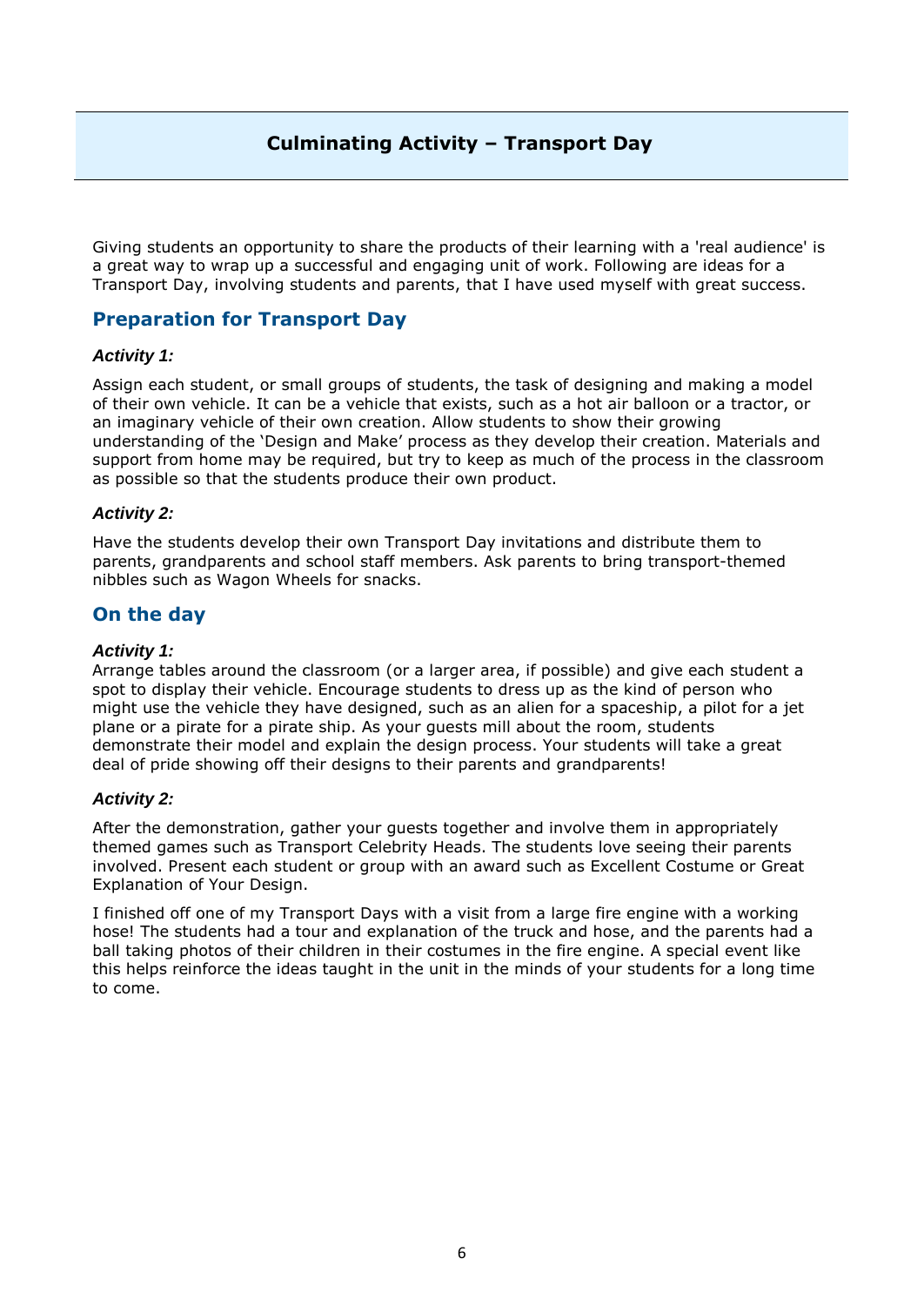# Culminating Activity – Transport Day

Giving students an opportunity to share the products of their learning with a 'real audience' is a great way to wrap up a successful and engaging unit of work. Following are ideas for a Transport Day, involving students and parents, that I have used myself with great success.

## Preparation for Transport Day

### *Activity 1:*

Assign each student, or small groups of students, the task of designing and making a model of their own vehicle. It can be a vehicle that exists, such as a hot air balloon or a tractor, or an imaginary vehicle of their own creation. Allow students to show their growing understanding of the 'Design and Make' process as they develop their creation. Materials and support from home may be required, but try to keep as much of the process in the classroom as possible so that the students produce their own product.

### *Activity 2:*

Have the students develop their own Transport Day invitations and distribute them to parents, grandparents and school staff members. Ask parents to bring transport-themed nibbles such as Wagon Wheels for snacks.

## On the day

### *Activity 1:*

Arrange tables around the classroom (or a larger area, if possible) and give each student a spot to display their vehicle. Encourage students to dress up as the kind of person who might use the vehicle they have designed, such as an alien for a spaceship, a pilot for a jet plane or a pirate for a pirate ship. As your guests mill about the room, students demonstrate their model and explain the design process. Your students will take a great deal of pride showing off their designs to their parents and grandparents!

### *Activity 2:*

After the demonstration, gather your guests together and involve them in appropriately themed games such as Transport Celebrity Heads. The students love seeing their parents involved. Present each student or group with an award such as Excellent Costume or Great Explanation of Your Design.

I finished off one of my Transport Days with a visit from a large fire engine with a working hose! The students had a tour and explanation of the truck and hose, and the parents had a ball taking photos of their children in their costumes in the fire engine. A special event like this helps reinforce the ideas taught in the unit in the minds of your students for a long time to come.